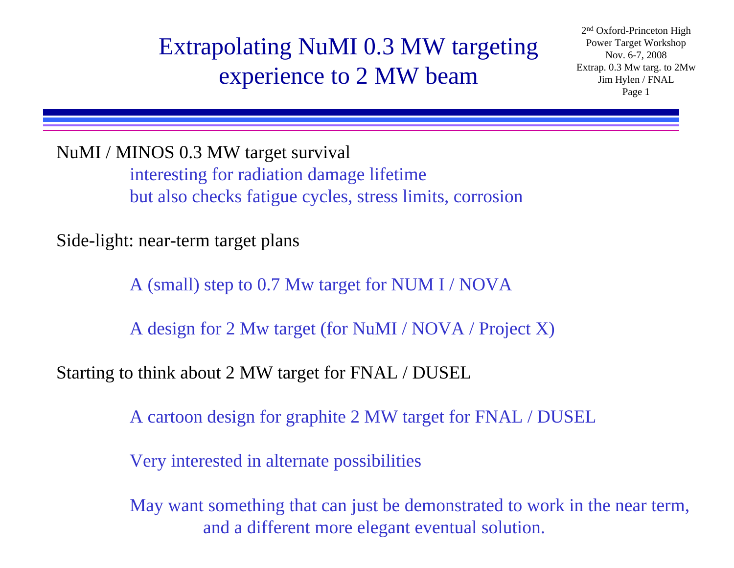# Extrapolating NuMI 0.3 MW targeting experience to 2 MW beam

2nd Oxford-Princeton High Power Target Workshop
Nov. 6-7, 2008
Extrap. 0.3 Mw targ. to 2Mw
Jim Hylen / FNAL

NuMI / MINOS 0.3 MW target survival

- interesting for radiation damage lifetime
- but also checks fatigue cycles, stress limits, corrosion

Side-light: near-term target plans

- A (small) step to 0.7 Mw target for NUM I / NOVA
- A design for 2 Mw target (for NuMI / NOVA / Project X)

Starting to think about 2 MW target for FNAL / DUSEL

- A cartoon design for graphite 2 MW target for FNAL / DUSEL
- Very interested in alternate possibilities
- May want something that can just be demonstrated to work in the near term, and a different more elegant eventual solution.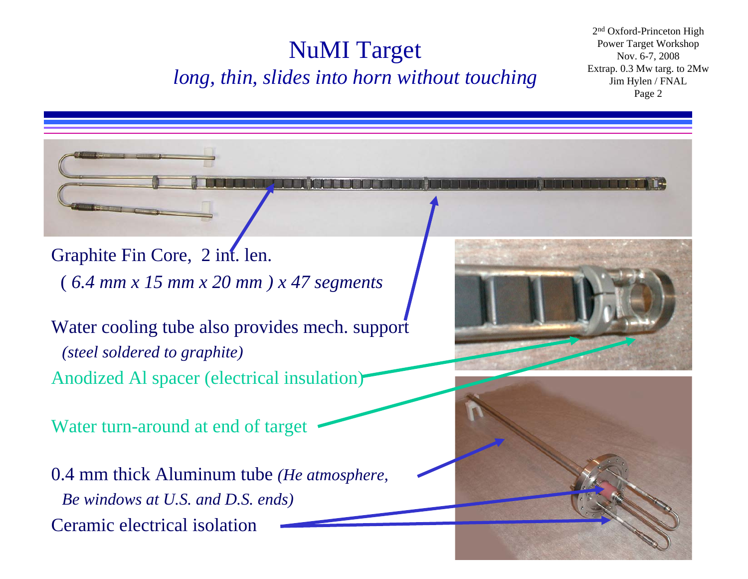# NuMI Target

*long, thin, slides into horn without touching*

Graphite Fin Core, 2 int. len.

*( 6.4 mm x 15 mm x 20 mm ) x 47 segments*

Water cooling tube also provides mech. support

*(steel soldered to graphite)*

Anodized Al spacer (electrical insulation)

Water turn-around at end of target

0.4 mm thick Aluminum tube *(He atmosphere, Be windows at U.S. and D.S. ends)*

Ceramic electrical isolation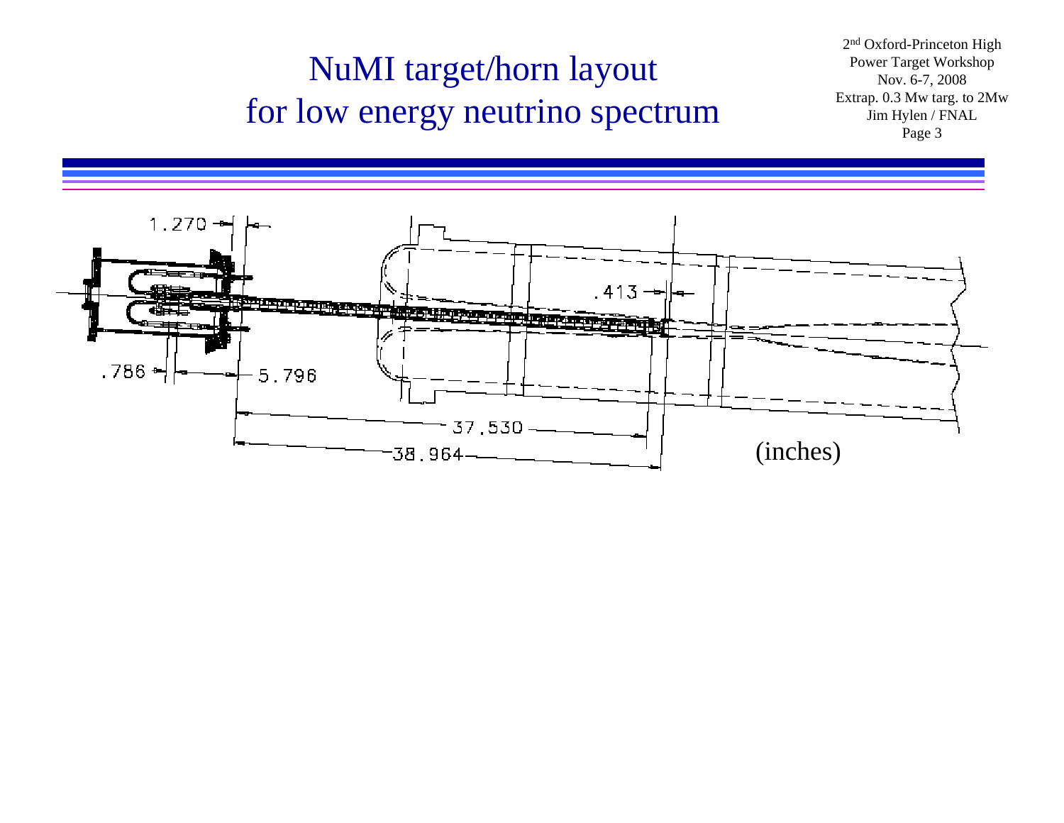# NuMI target/horn layout for low energy neutrino spectrum

1.270

.413

.786

5.796

37.530

38.964

(inches)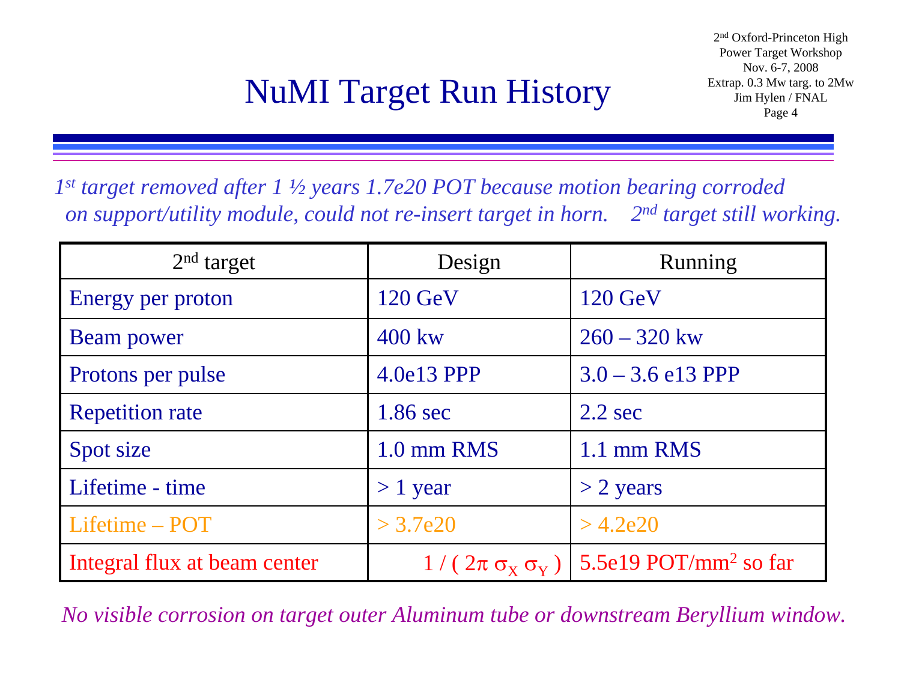# NuMI Target Run History

*1st target removed after 1 ½ years 1.7e20 POT because motion bearing corroded on support/utility module, could not re-insert target in horn. 2nd target still working.*

| 2nd target | Design | Running |
|---|---|---|
| Energy per proton | 120 GeV | 120 GeV |
| Beam power | 400 kw | 260 – 320 kw |
| Protons per pulse | 4.0e13 PPP | 3.0 – 3.6 e13 PPP |
| Repetition rate | 1.86 sec | 2.2 sec |
| Spot size | 1.0 mm RMS | 1.1 mm RMS |
| Lifetime - time | > 1 year | > 2 years |
| Lifetime – POT | > 3.7e20 | > 4.2e20 |
| Integral flux at beam center | $1 / ( 2\pi \sigma_X \sigma_Y )$ | 5.5e19 POT/mm$^2$ so far |

*No visible corrosion on target outer Aluminum tube or downstream Beryllium window.*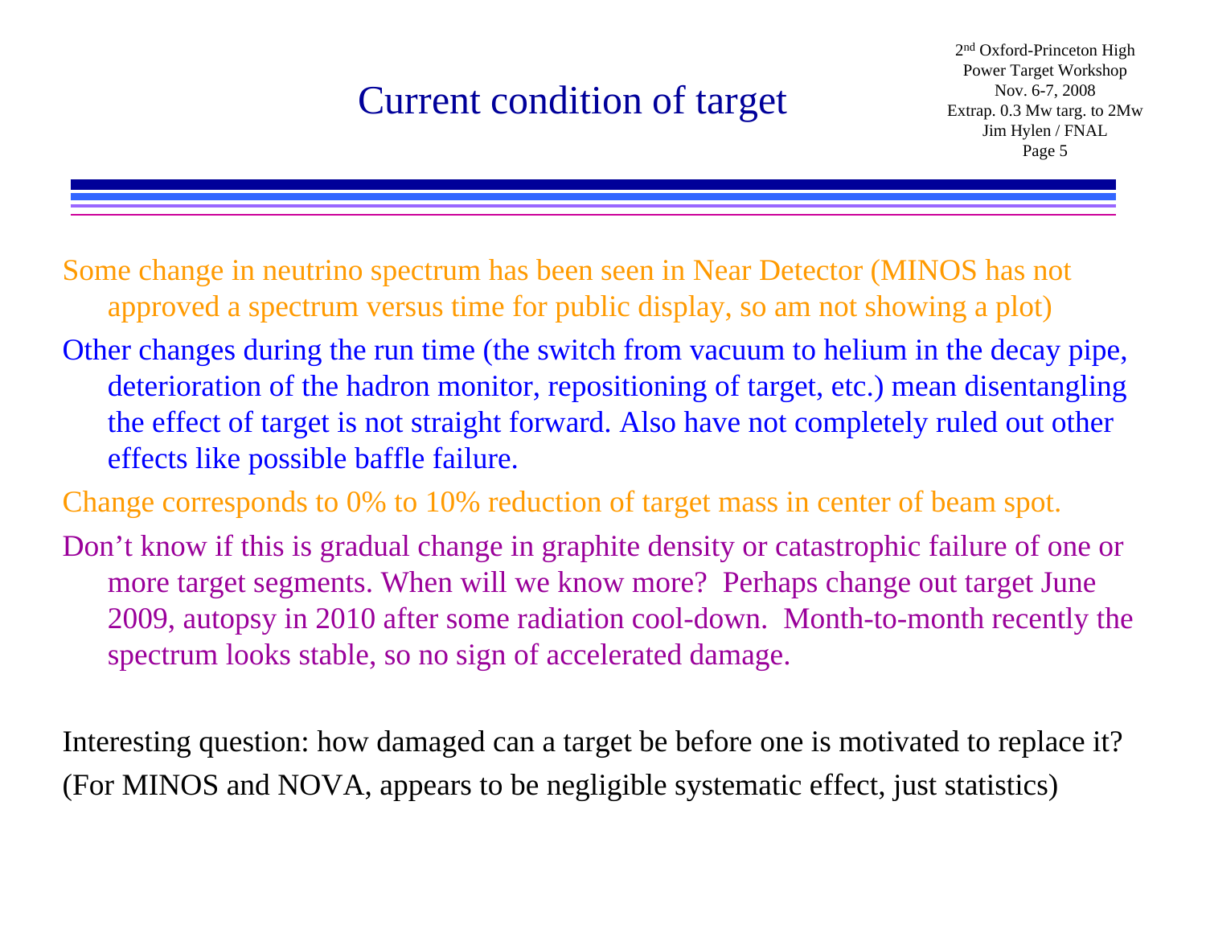# Current condition of target

Some change in neutrino spectrum has been seen in Near Detector (MINOS has not approved a spectrum versus time for public display, so am not showing a plot)

Other changes during the run time (the switch from vacuum to helium in the decay pipe, deterioration of the hadron monitor, repositioning of target, etc.) mean disentangling the effect of target is not straight forward. Also have not completely ruled out other effects like possible baffle failure.

Change corresponds to 0% to 10% reduction of target mass in center of beam spot.

Don't know if this is gradual change in graphite density or catastrophic failure of one or more target segments. When will we know more? Perhaps change out target June 2009, autopsy in 2010 after some radiation cool-down. Month-to-month recently the spectrum looks stable, so no sign of accelerated damage.

Interesting question: how damaged can a target be before one is motivated to replace it?
(For MINOS and NOVA, appears to be negligible systematic effect, just statistics)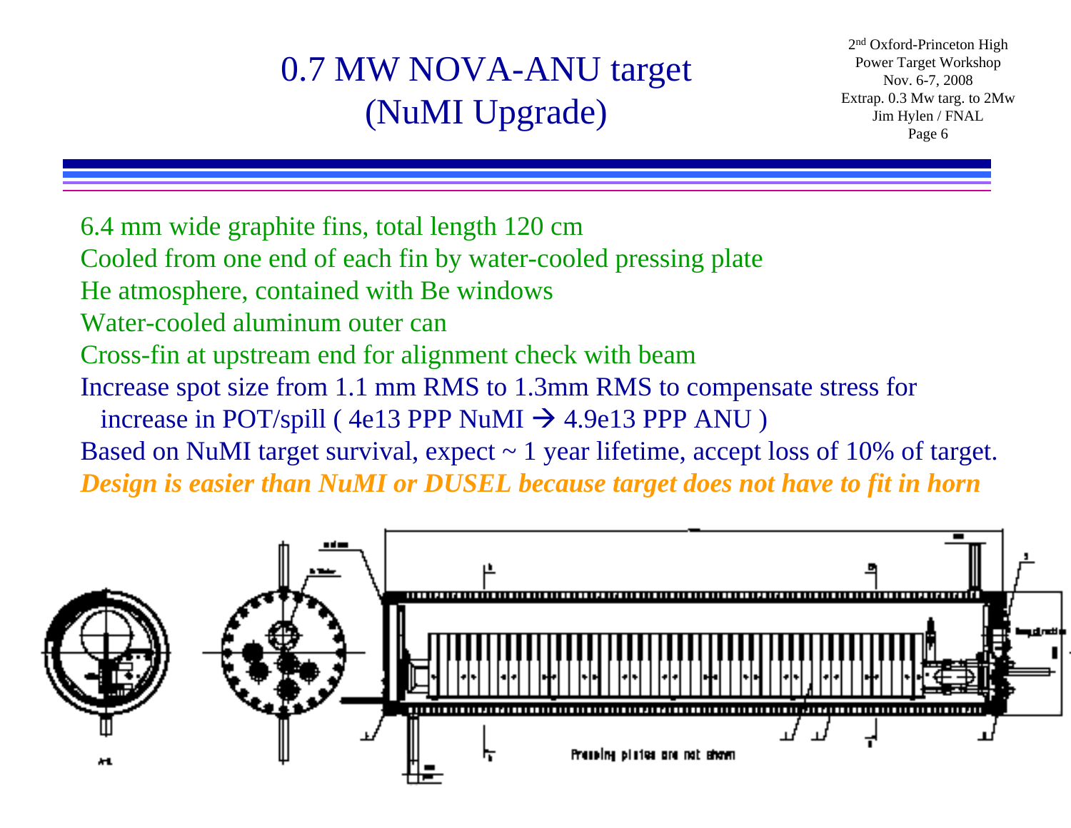# 0.7 MW NOVA-ANU target (NuMI Upgrade)

6.4 mm wide graphite fins, total length 120 cm

Cooled from one end of each fin by water-cooled pressing plate

He atmosphere, contained with Be windows

Water-cooled aluminum outer can

Cross-fin at upstream end for alignment check with beam

Increase spot size from 1.1 mm RMS to 1.3mm RMS to compensate stress for increase in POT/spill ( 4e13 PPP NuMI → 4.9e13 PPP ANU )

Based on NuMI target survival, expect ~ 1 year lifetime, accept loss of 10% of target.

***Design is easier than NuMI or DUSEL because target does not have to fit in horn***

Pressing plates are not shown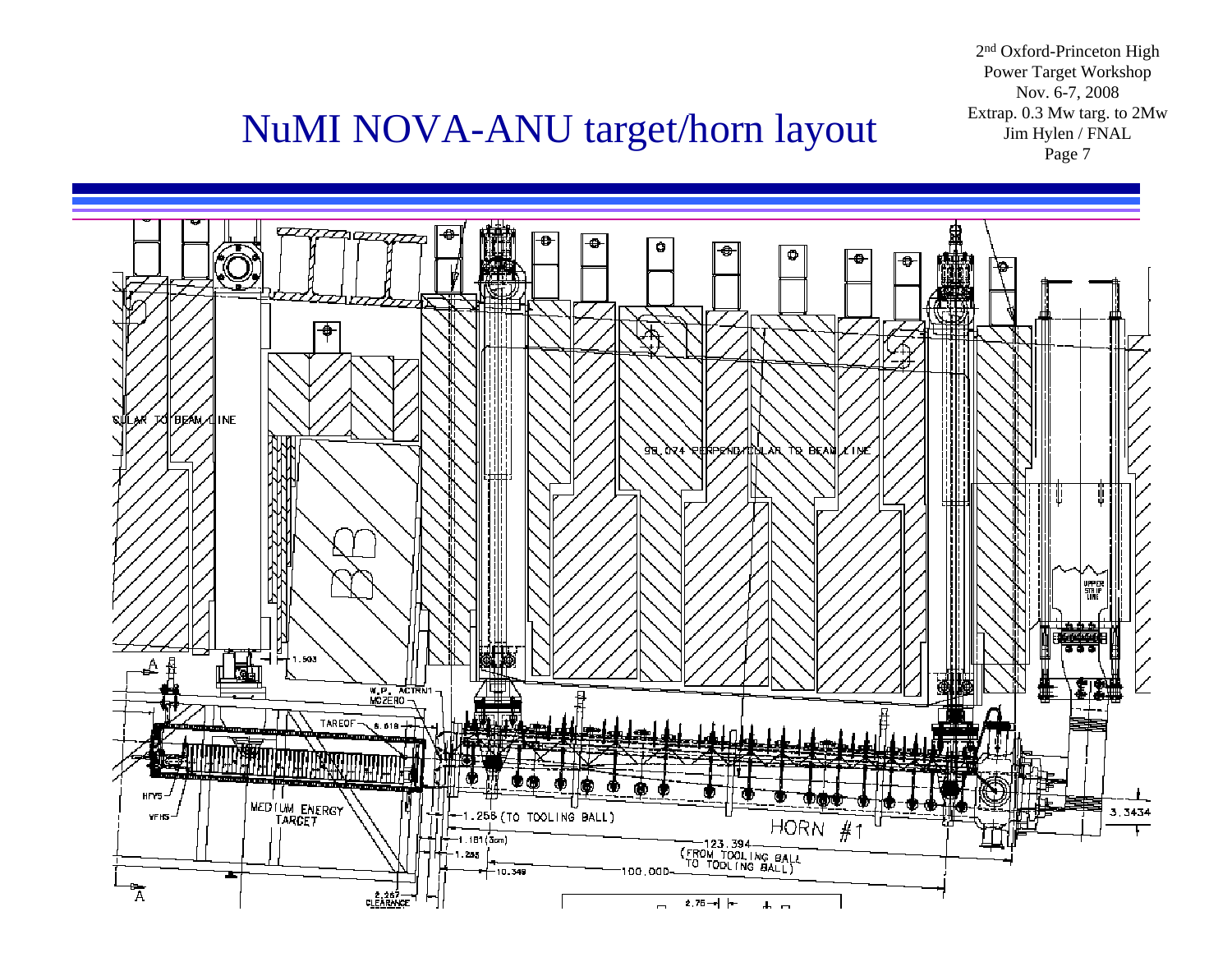# NuMI NOVA-ANU target/horn layout

SULAR TO BEAM LINE

98.074 PERPENDICULAR TO BEAM LINE

UPPER STRIP LINE

1.503

M.P. ACTRN1 MOZERO

TAREOF 6.618

HPVS

VFHS

MEDIUM ENERGY TARGET

1.256 (TO TOOLING BALL)

1.181 (3cm)

1.235

10.349

2.267 CLEARANCE

HORN #1

123.394 (FROM TOOLING BALL TO TOOLING BALL)

100.000

2.75

3.3434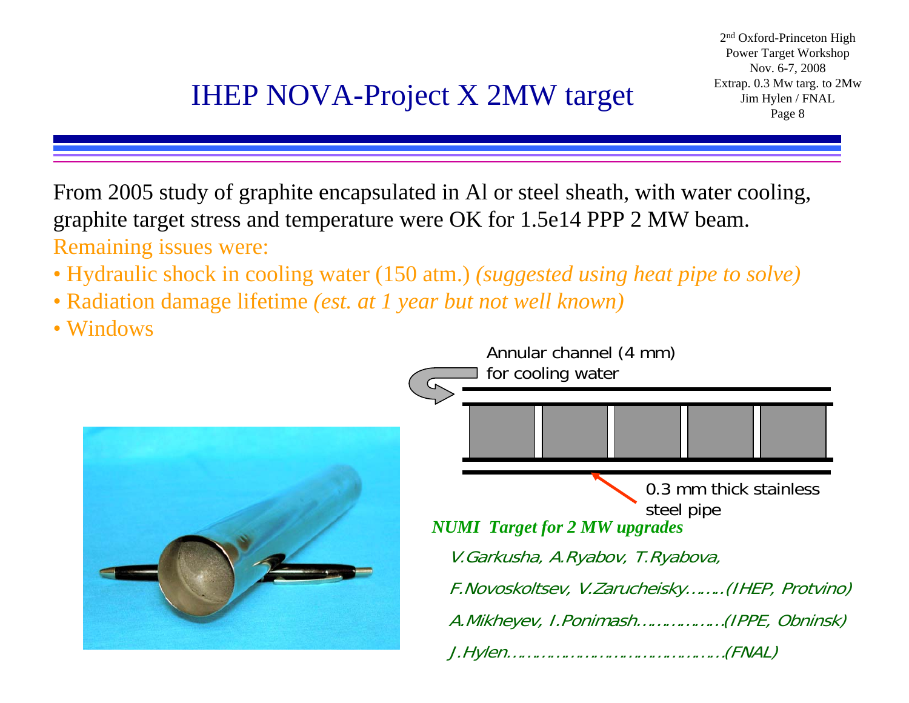# IHEP NOVA-Project X 2MW target

From 2005 study of graphite encapsulated in Al or steel sheath, with water cooling, graphite target stress and temperature were OK for 1.5e14 PPP 2 MW beam.

Remaining issues were:

- Hydraulic shock in cooling water (150 atm.) *(suggested using heat pipe to solve)*
- Radiation damage lifetime *(est. at 1 year but not well known)*
- Windows

Annular channel (4 mm) for cooling water

0.3 mm thick stainless steel pipe

***NUMI Target for 2 MW upgrades***

*V.Garkusha, A.Ryabov, T.Ryabova,*

*F.Novoskoltsev, V.Zarucheisky……..(IHEP, Protvino)*

*A.Mikheyev, I.Ponimash……………..(IPPE, Obninsk)*

*J.Hylen………………………………………(FNAL)*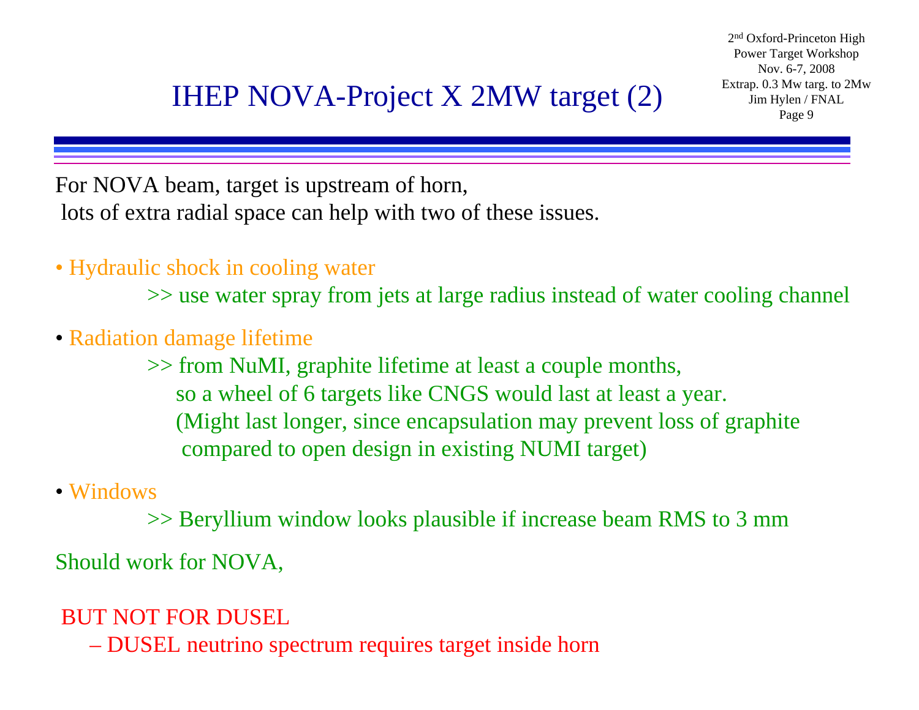# IHEP NOVA-Project X 2MW target (2)

For NOVA beam, target is upstream of horn,
lots of extra radial space can help with two of these issues.

- Hydraulic shock in cooling water
  - >> use water spray from jets at large radius instead of water cooling channel
- Radiation damage lifetime
  - >> from NuMI, graphite lifetime at least a couple months, so a wheel of 6 targets like CNGS would last at least a year. (Might last longer, since encapsulation may prevent loss of graphite compared to open design in existing NUMI target)
- Windows
  - >> Beryllium window looks plausible if increase beam RMS to 3 mm

Should work for NOVA,

BUT NOT FOR DUSEL

– DUSEL neutrino spectrum requires target inside horn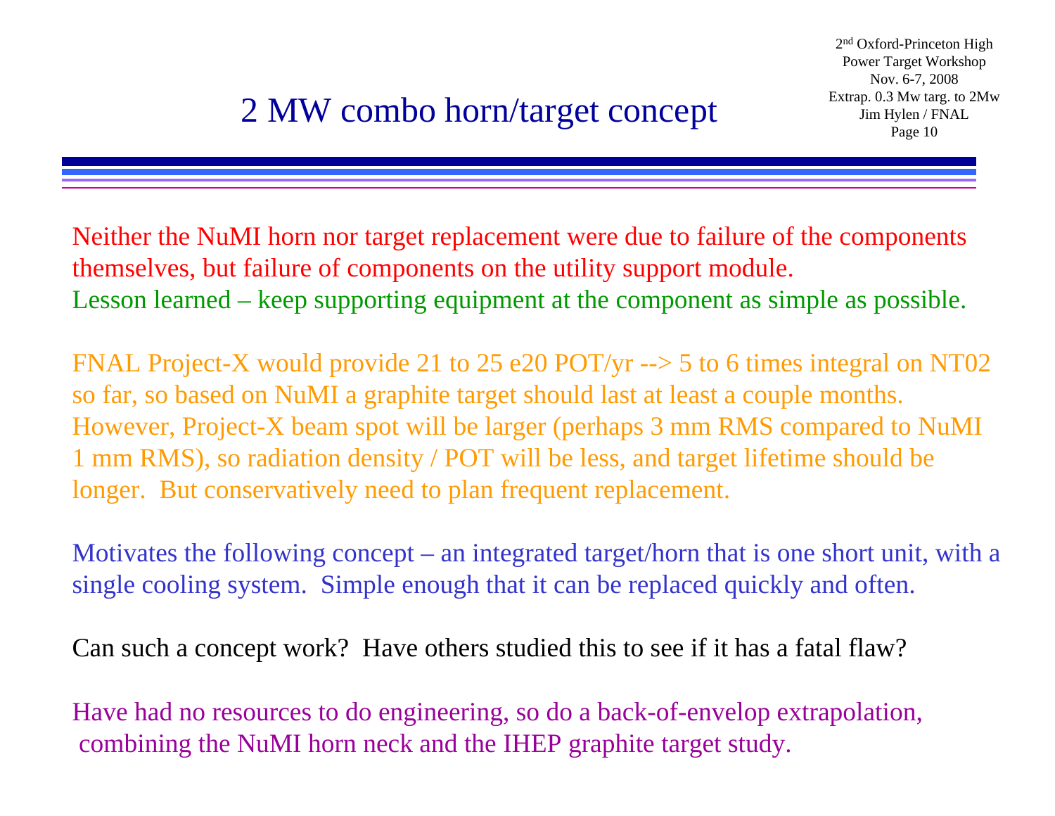# 2 MW combo horn/target concept

Neither the NuMI horn nor target replacement were due to failure of the components themselves, but failure of components on the utility support module.
Lesson learned – keep supporting equipment at the component as simple as possible.

FNAL Project-X would provide 21 to 25 e20 POT/yr --> 5 to 6 times integral on NT02 so far, so based on NuMI a graphite target should last at least a couple months. However, Project-X beam spot will be larger (perhaps 3 mm RMS compared to NuMI 1 mm RMS), so radiation density / POT will be less, and target lifetime should be longer. But conservatively need to plan frequent replacement.

Motivates the following concept – an integrated target/horn that is one short unit, with a single cooling system. Simple enough that it can be replaced quickly and often.

Can such a concept work? Have others studied this to see if it has a fatal flaw?

Have had no resources to do engineering, so do a back-of-envelop extrapolation, combining the NuMI horn neck and the IHEP graphite target study.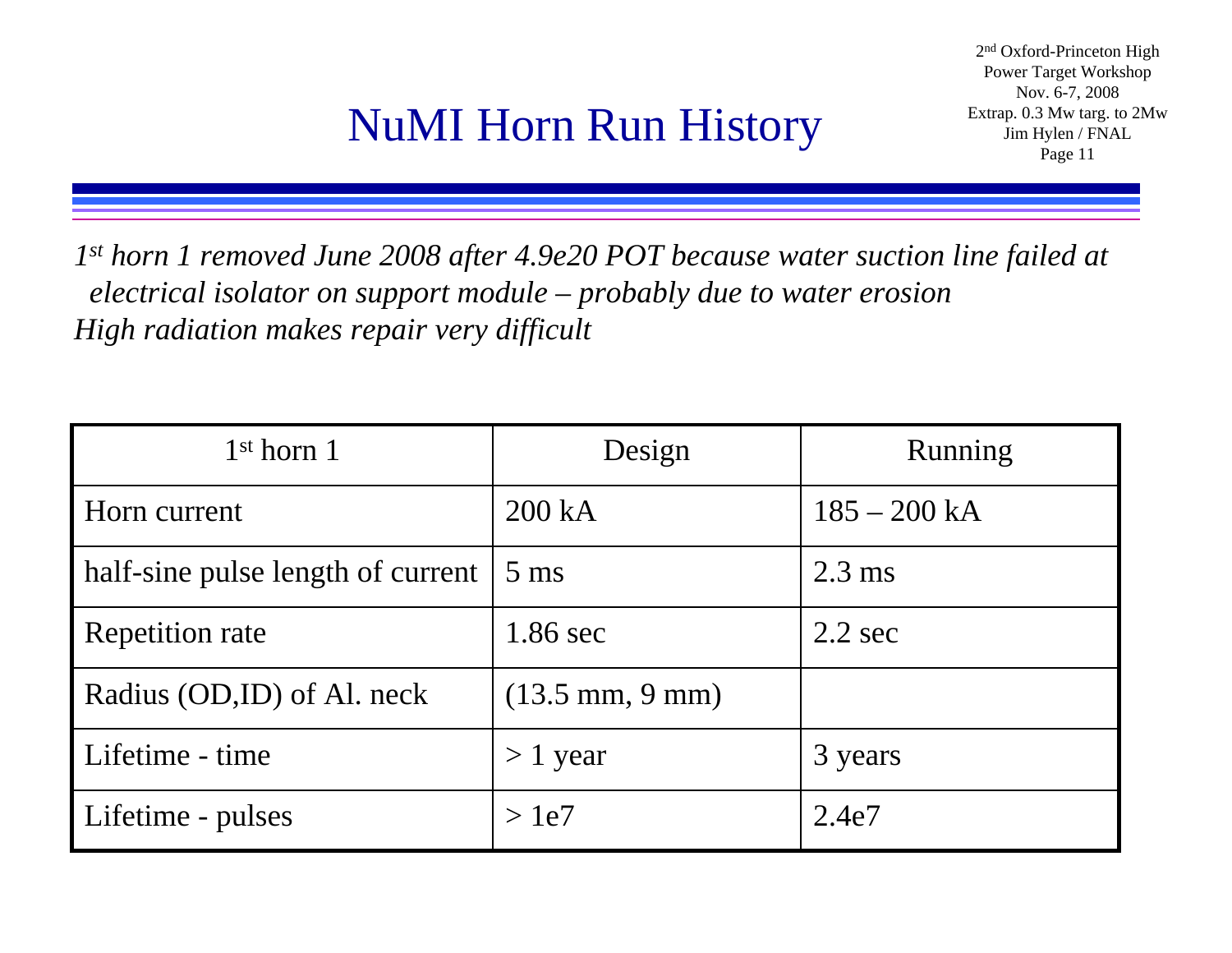# NuMI Horn Run History

*1st horn 1 removed June 2008 after 4.9e20 POT because water suction line failed at electrical isolator on support module – probably due to water erosion*
*High radiation makes repair very difficult*

| 1st horn 1 | Design | Running |
|---|---|---|
| Horn current | 200 kA | 185 – 200 kA |
| half-sine pulse length of current | 5 ms | 2.3 ms |
| Repetition rate | 1.86 sec | 2.2 sec |
| Radius (OD,ID) of Al. neck | (13.5 mm, 9 mm) | |
| Lifetime - time | > 1 year | 3 years |
| Lifetime - pulses | > 1e7 | 2.4e7 |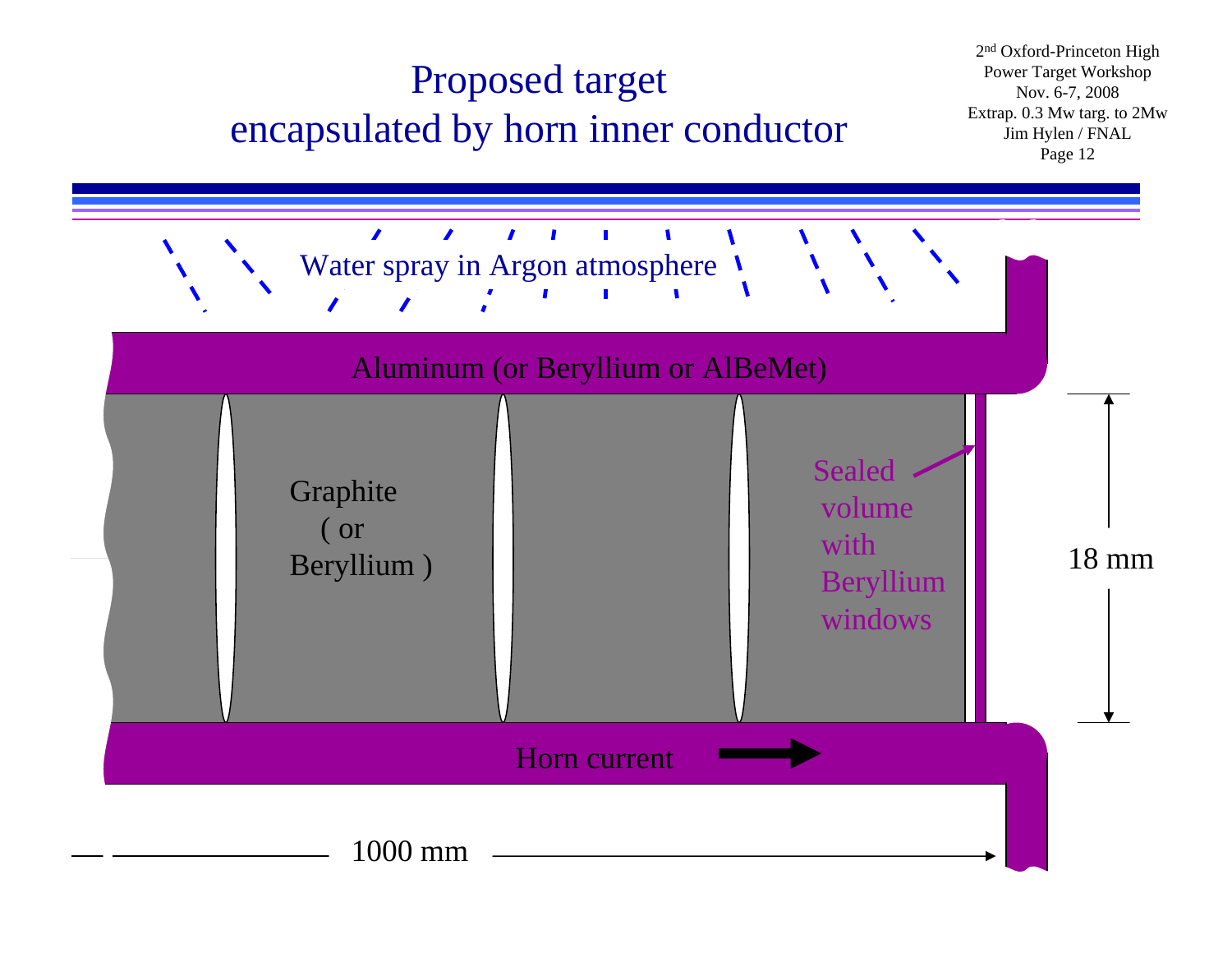# Proposed target encapsulated by horn inner conductor

Water spray in Argon atmosphere

Aluminum (or Beryllium or AlBeMet)

Graphite ( or Beryllium )

Sealed volume with Beryllium windows

18 mm

Horn current

1000 mm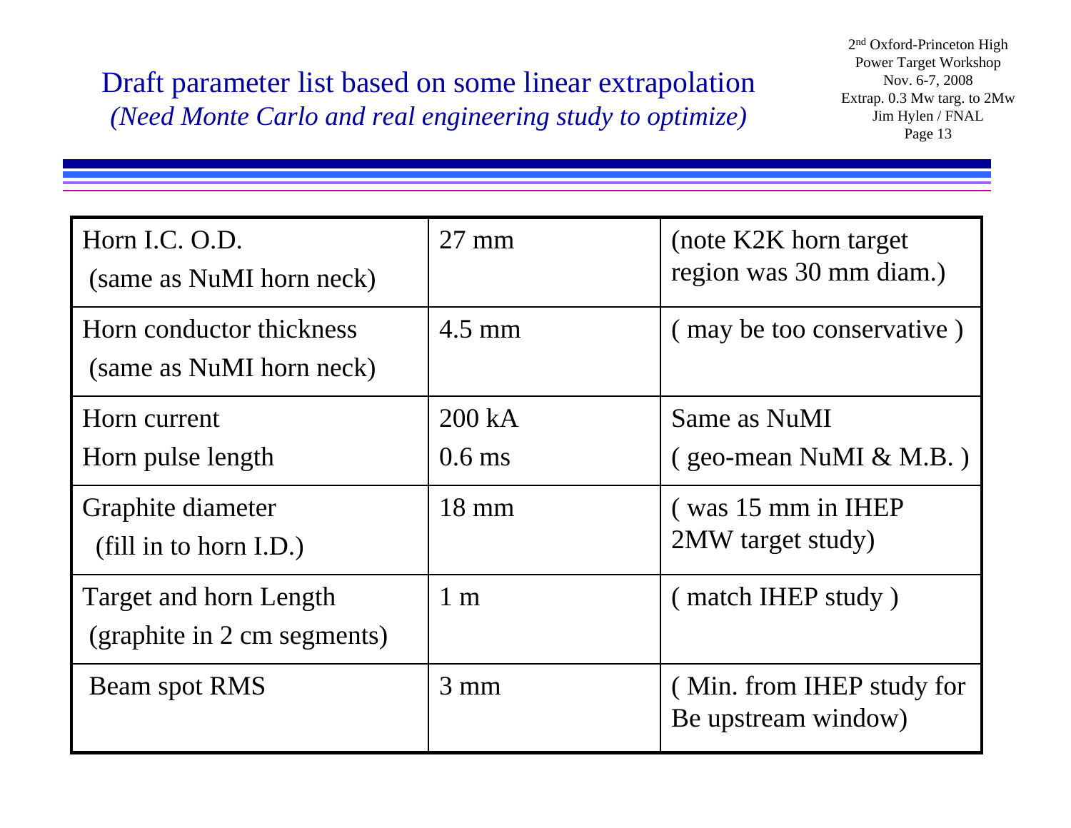# Draft parameter list based on some linear extrapolation

*(Need Monte Carlo and real engineering study to optimize)*

| | | |
|---|---|---|
| Horn I.C. O.D. (same as NuMI horn neck) | 27 mm | (note K2K horn target region was 30 mm diam.) |
| Horn conductor thickness (same as NuMI horn neck) | 4.5 mm | ( may be too conservative ) |
| Horn current<br>Horn pulse length | 200 kA<br>0.6 ms | Same as NuMI<br>( geo-mean NuMI & M.B. ) |
| Graphite diameter (fill in to horn I.D.) | 18 mm | ( was 15 mm in IHEP 2MW target study) |
| Target and horn Length (graphite in 2 cm segments) | 1 m | ( match IHEP study ) |
| Beam spot RMS | 3 mm | ( Min. from IHEP study for Be upstream window) |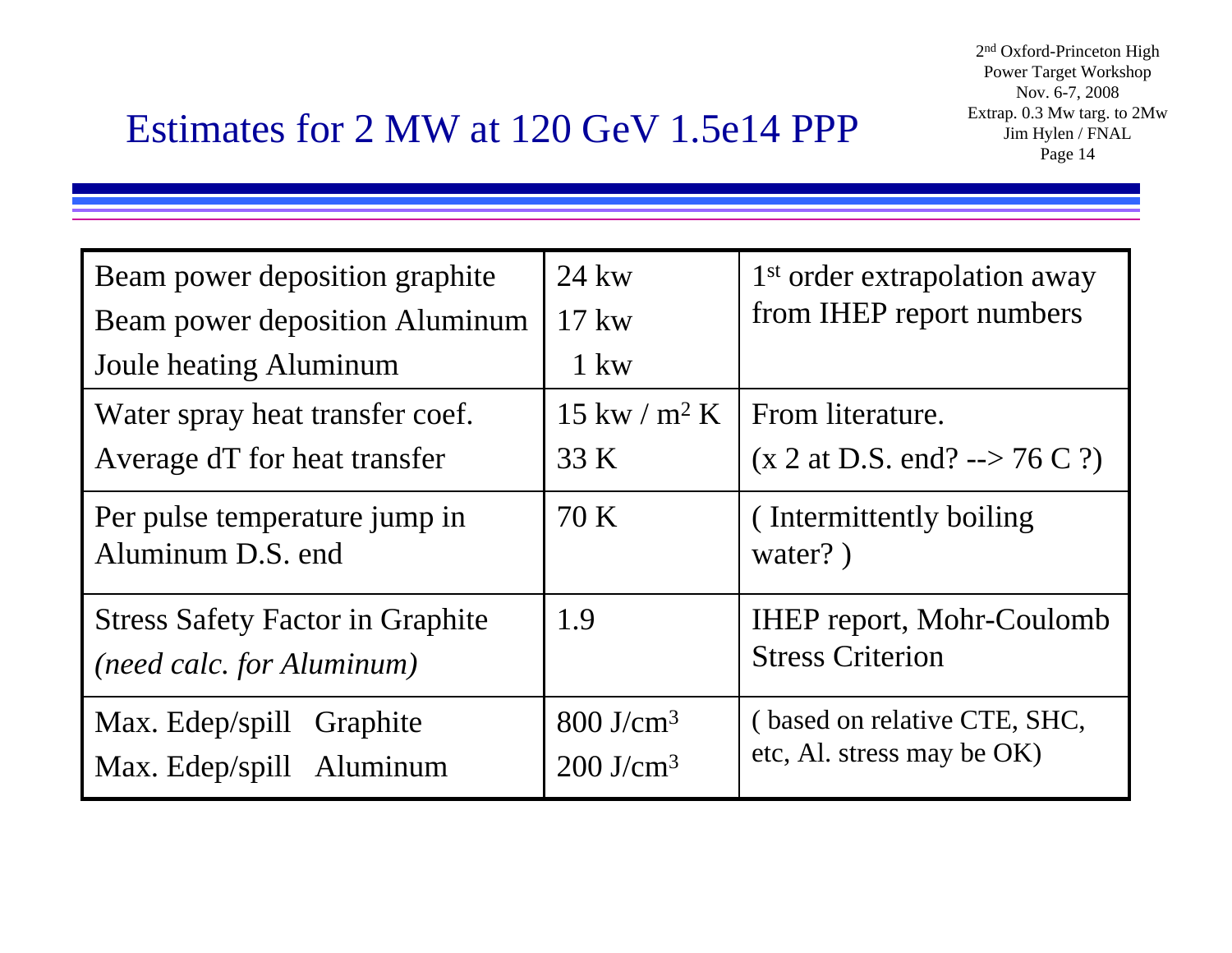# Estimates for 2 MW at 120 GeV 1.5e14 PPP

| | | |
|---|---|---|
| Beam power deposition graphite<br>Beam power deposition Aluminum<br>Joule heating Aluminum | 24 kw<br>17 kw<br>1 kw | 1st order extrapolation away from IHEP report numbers |
| Water spray heat transfer coef.<br>Average dT for heat transfer | 15 kw / $m^2$ K<br>33 K | From literature.<br>(x 2 at D.S. end? --> 76 C ?) |
| Per pulse temperature jump in Aluminum D.S. end | 70 K | ( Intermittently boiling water? ) |
| Stress Safety Factor in Graphite<br>*(need calc. for Aluminum)* | 1.9 | IHEP report, Mohr-Coulomb Stress Criterion |
| Max. Edep/spill Graphite<br>Max. Edep/spill Aluminum | 800 J/$cm^3$<br>200 J/$cm^3$ | ( based on relative CTE, SHC, etc, Al. stress may be OK) |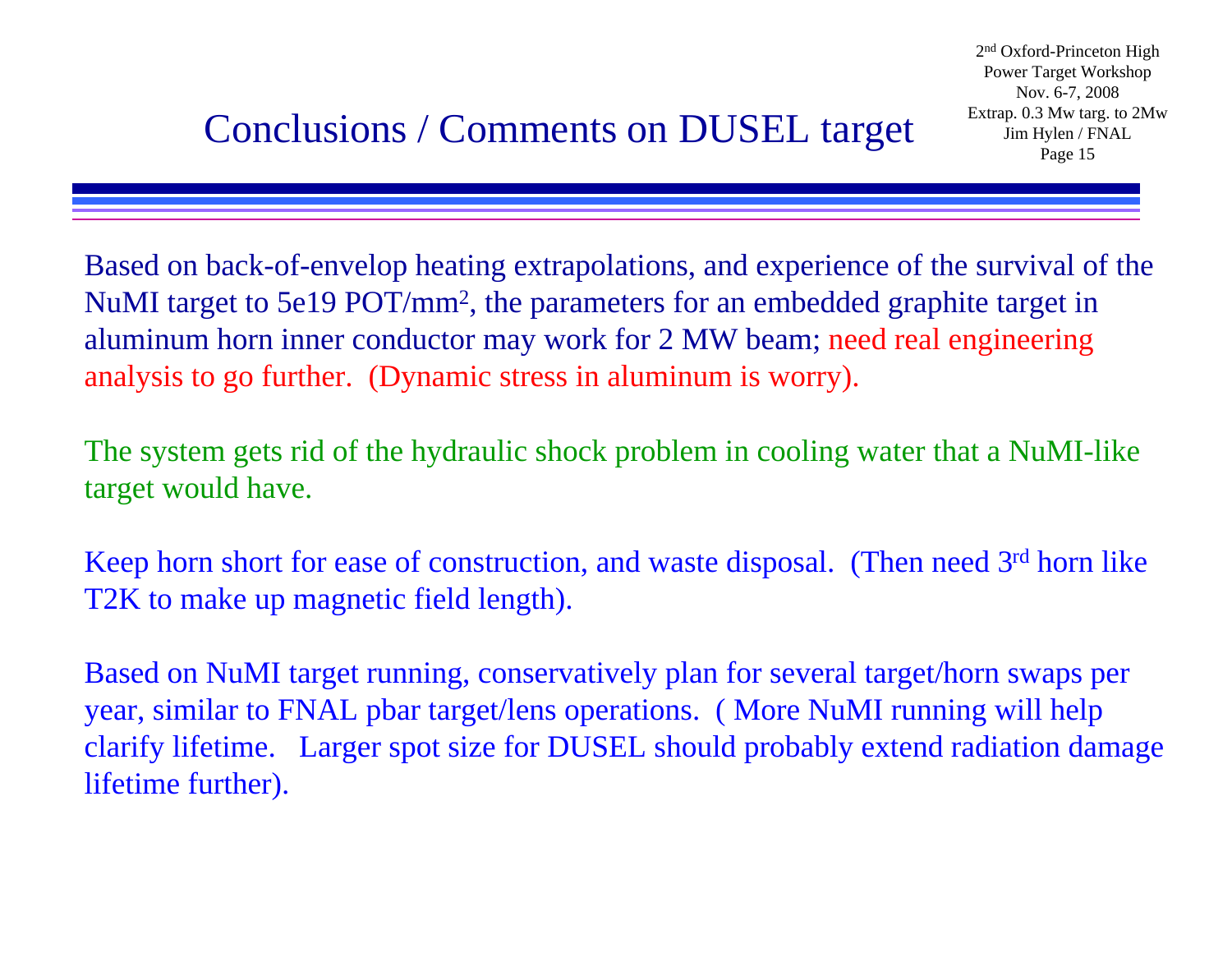# Conclusions / Comments on DUSEL target

Based on back-of-envelop heating extrapolations, and experience of the survival of the NuMI target to 5e19 POT/mm$^2$, the parameters for an embedded graphite target in aluminum horn inner conductor may work for 2 MW beam; need real engineering analysis to go further. (Dynamic stress in aluminum is worry).

The system gets rid of the hydraulic shock problem in cooling water that a NuMI-like target would have.

Keep horn short for ease of construction, and waste disposal. (Then need 3rd horn like T2K to make up magnetic field length).

Based on NuMI target running, conservatively plan for several target/horn swaps per year, similar to FNAL pbar target/lens operations. ( More NuMI running will help clarify lifetime. Larger spot size for DUSEL should probably extend radiation damage lifetime further).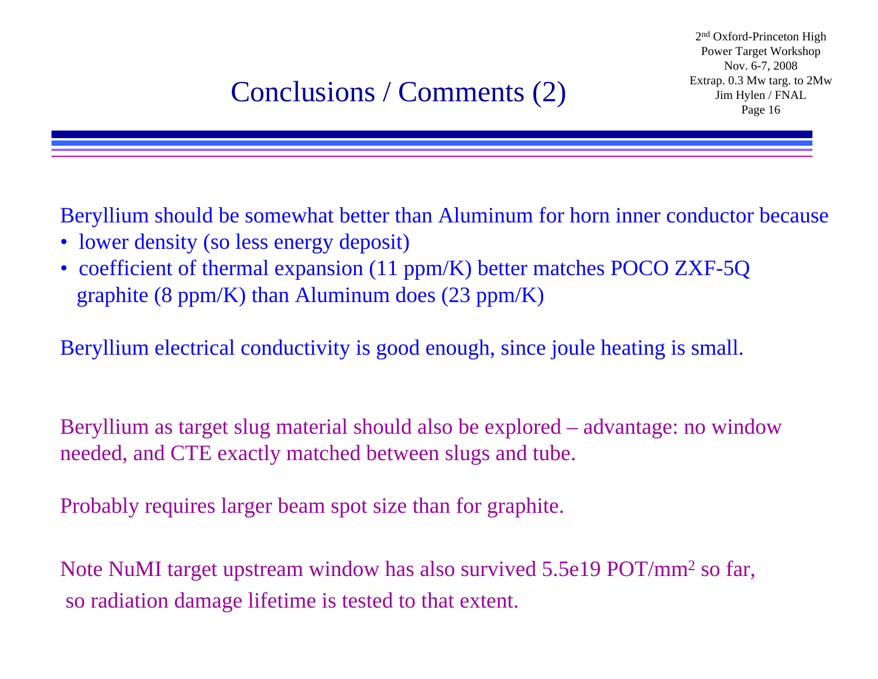# Conclusions / Comments (2)

Beryllium should be somewhat better than Aluminum for horn inner conductor because

- lower density (so less energy deposit)
- coefficient of thermal expansion (11 ppm/K) better matches POCO ZXF-5Q graphite (8 ppm/K) than Aluminum does (23 ppm/K)

Beryllium electrical conductivity is good enough, since joule heating is small.

Beryllium as target slug material should also be explored – advantage: no window needed, and CTE exactly matched between slugs and tube.

Probably requires larger beam spot size than for graphite.

Note NuMI target upstream window has also survived 5.5e19 POT/mm$^2$ so far, so radiation damage lifetime is tested to that extent.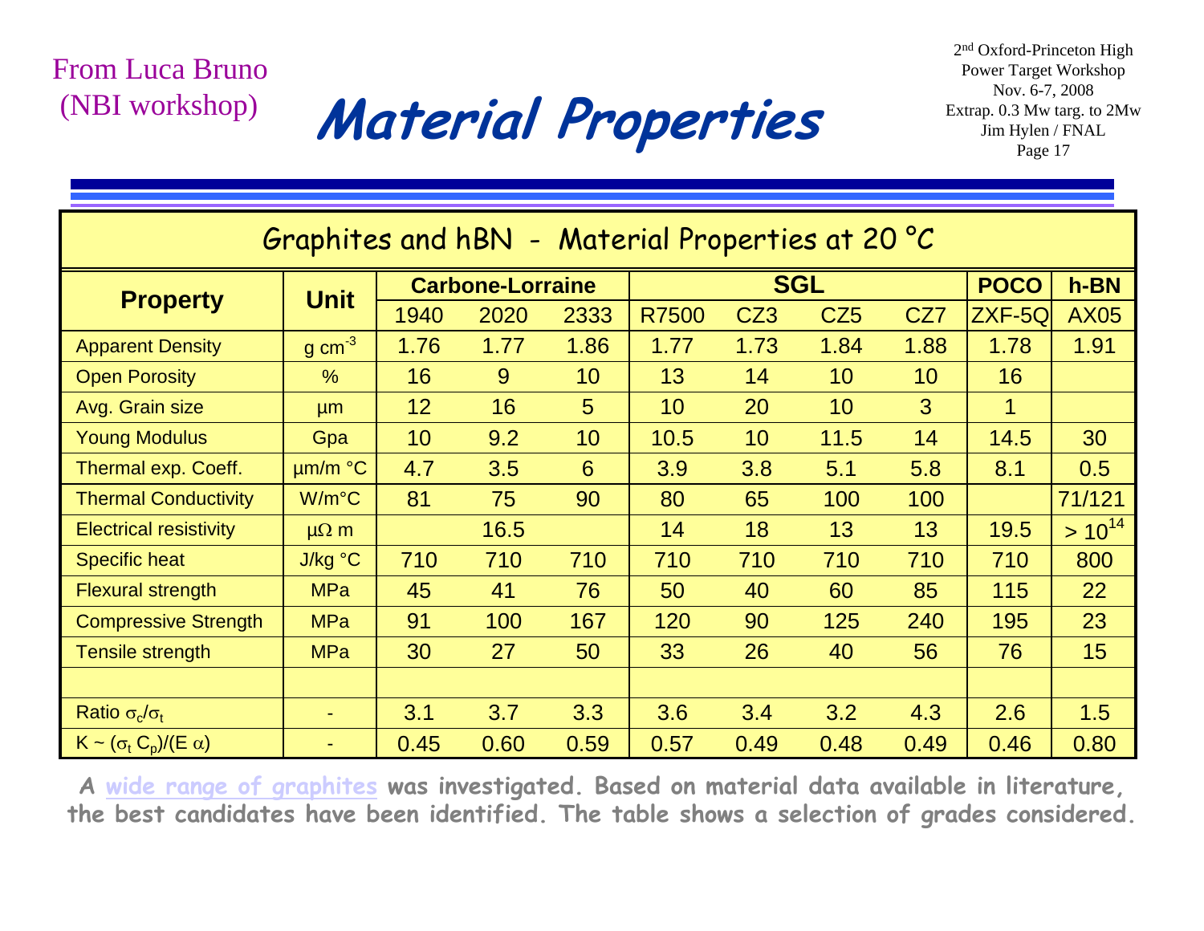From Luca Bruno (NBI workshop)

# Material Properties

| Graphites and hBN - Material Properties at 20 °C | | | | | | | | | | |
|---|---|---|---|---|---|---|---|---|---|---|
| **Property** | **Unit** | **Carbone-Lorraine** | | | **SGL** | | | | **POCO** | **h-BN** |
| | | 1940 | 2020 | 2333 | R7500 | CZ3 | CZ5 | CZ7 | ZXF-5Q | AX05 |
| Apparent Density | g $cm^{-3}$ | 1.76 | 1.77 | 1.86 | 1.77 | 1.73 | 1.84 | 1.88 | 1.78 | 1.91 |
| Open Porosity | % | 16 | 9 | 10 | 13 | 14 | 10 | 10 | 16 | |
| Avg. Grain size | µm | 12 | 16 | 5 | 10 | 20 | 10 | 3 | 1 | |
| Young Modulus | Gpa | 10 | 9.2 | 10 | 10.5 | 10 | 11.5 | 14 | 14.5 | 30 |
| Thermal exp. Coeff. | µm/m °C | 4.7 | 3.5 | 6 | 3.9 | 3.8 | 5.1 | 5.8 | 8.1 | 0.5 |
| Thermal Conductivity | W/m°C | 81 | 75 | 90 | 80 | 65 | 100 | 100 | | 71/121 |
| Electrical resistivity | $\mu\Omega$ m | | 16.5 | | 14 | 18 | 13 | 13 | 19.5 | $> 10^{14}$ |
| Specific heat | J/kg °C | 710 | 710 | 710 | 710 | 710 | 710 | 710 | 710 | 800 |
| Flexural strength | MPa | 45 | 41 | 76 | 50 | 40 | 60 | 85 | 115 | 22 |
| Compressive Strength | MPa | 91 | 100 | 167 | 120 | 90 | 125 | 240 | 195 | 23 |
| Tensile strength | MPa | 30 | 27 | 50 | 33 | 26 | 40 | 56 | 76 | 15 |
| | | | | | | | | | | |
| Ratio $\sigma_c/\sigma_t$ | - | 3.1 | 3.7 | 3.3 | 3.6 | 3.4 | 3.2 | 4.3 | 2.6 | 1.5 |
| $K \sim (\sigma_t C_p)/(E\,\alpha)$ | - | 0.45 | 0.60 | 0.59 | 0.57 | 0.49 | 0.48 | 0.49 | 0.46 | 0.80 |

**A wide range of graphites was investigated. Based on material data available in literature, the best candidates have been identified. The table shows a selection of grades considered.**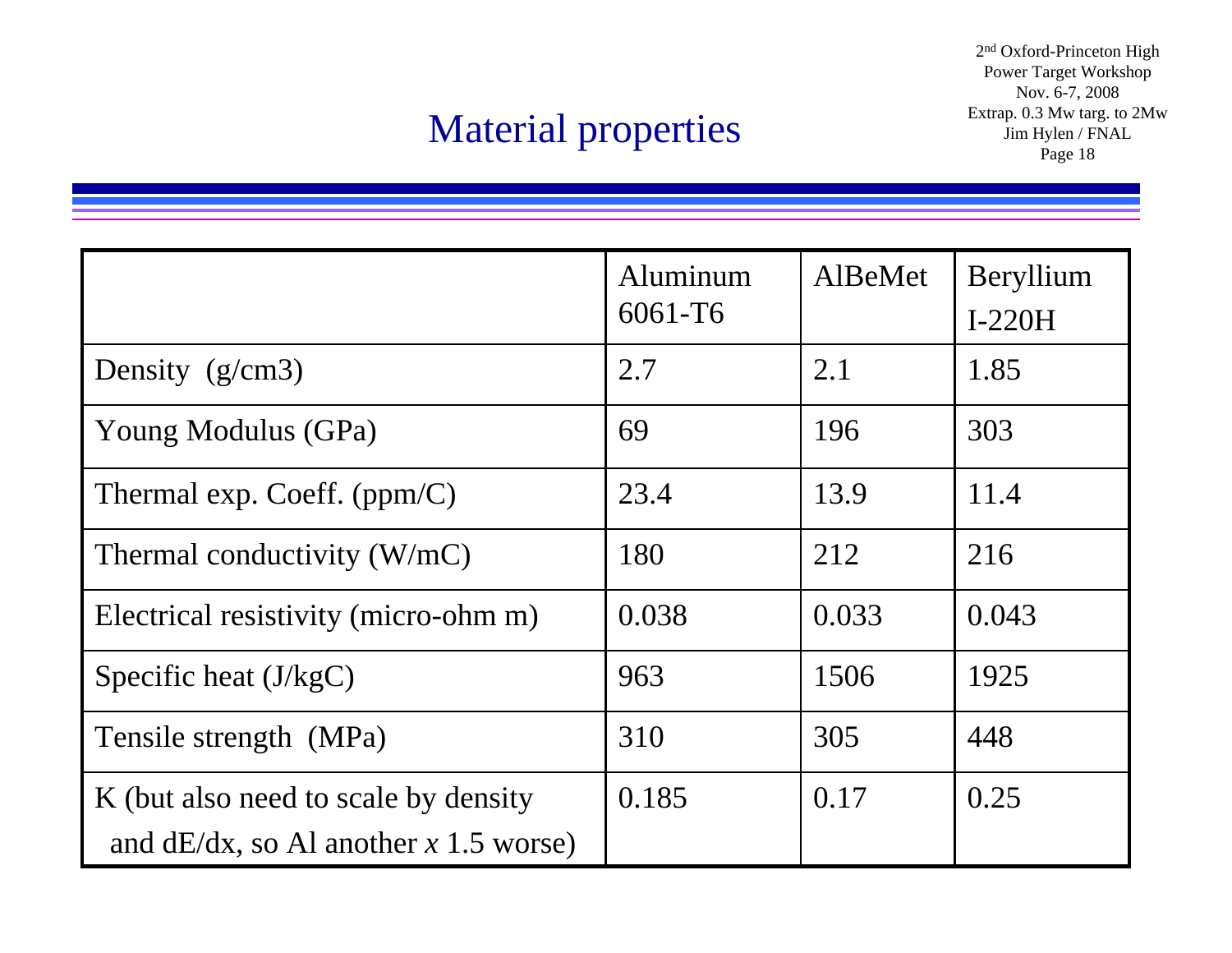# Material properties

| | Aluminum 6061-T6 | AlBeMet | Beryllium I-220H |
|---|---|---|---|
| Density (g/cm3) | 2.7 | 2.1 | 1.85 |
| Young Modulus (GPa) | 69 | 196 | 303 |
| Thermal exp. Coeff. (ppm/C) | 23.4 | 13.9 | 11.4 |
| Thermal conductivity (W/mC) | 180 | 212 | 216 |
| Electrical resistivity (micro-ohm m) | 0.038 | 0.033 | 0.043 |
| Specific heat (J/kgC) | 963 | 1506 | 1925 |
| Tensile strength (MPa) | 310 | 305 | 448 |
| K (but also need to scale by density and dE/dx, so Al another *x* 1.5 worse) | 0.185 | 0.17 | 0.25 |